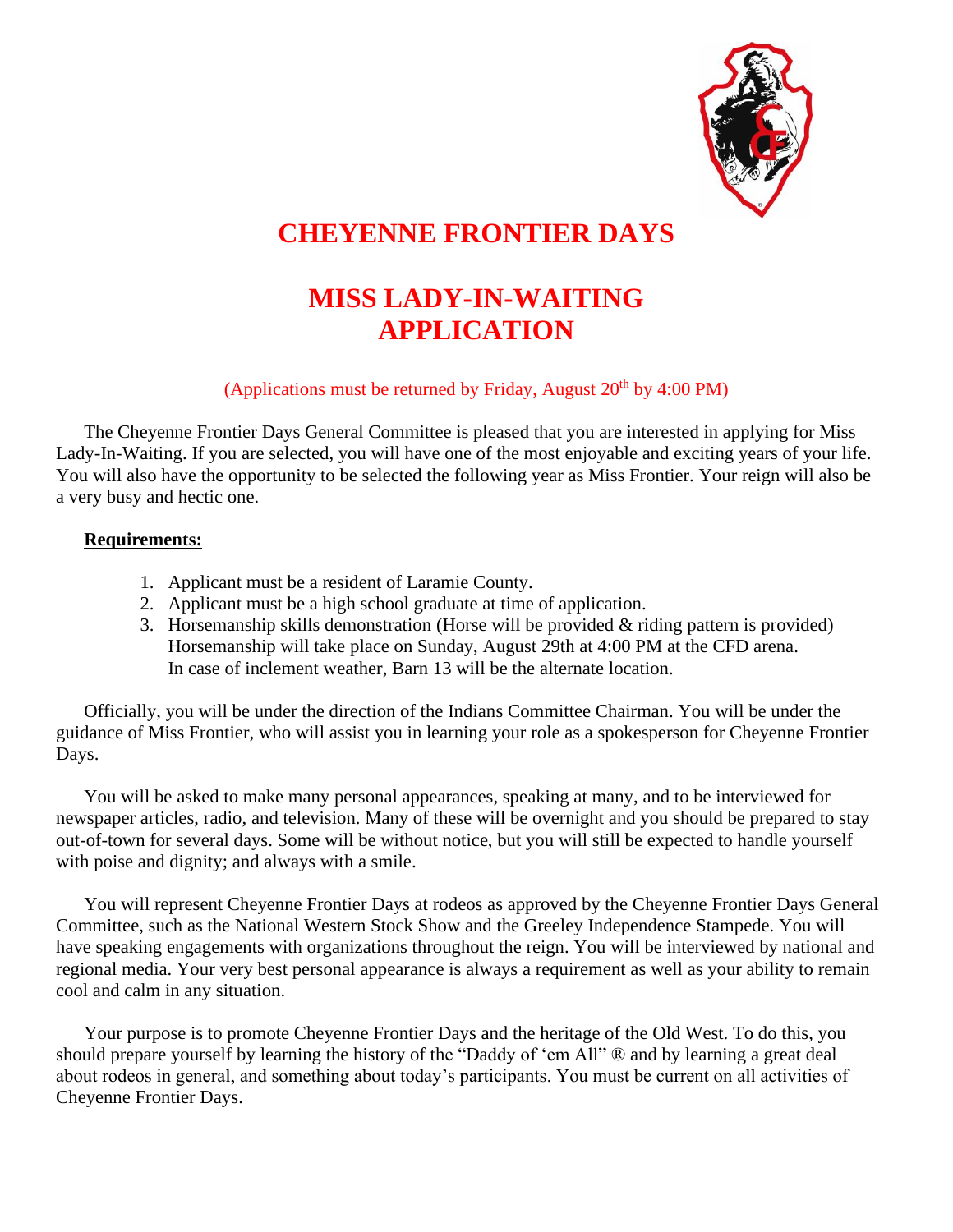# CHEYENNE FRONTIER DAYS

# MISS LADY-IN-WAITING APPLICATION

(Applications must be returned by Friday, August 20th by 4:00 PM)

The Cheyenne Frontier Days General Committee is pleased that you are interested in applying for Miss Lady-In-Waiting. If you are selected, you will have one of the most enjoyable and exciting years of your life. You will also have the opportunity to be selected the following year as Miss Frontier. Your reign will also be a very busy and hectic one.

**Requirements:**

1. Applicant must be a resident of Laramie County.
2. Applicant must be a high school graduate at time of application.
3. Horsemanship skills demonstration (Horse will be provided & riding pattern is provided) Horsemanship will take place on Sunday, August 29th at 4:00 PM at the CFD arena. In case of inclement weather, Barn 13 will be the alternate location.

Officially, you will be under the direction of the Indians Committee Chairman. You will be under the guidance of Miss Frontier, who will assist you in learning your role as a spokesperson for Cheyenne Frontier Days.

You will be asked to make many personal appearances, speaking at many, and to be interviewed for newspaper articles, radio, and television. Many of these will be overnight and you should be prepared to stay out-of-town for several days. Some will be without notice, but you will still be expected to handle yourself with poise and dignity; and always with a smile.

You will represent Cheyenne Frontier Days at rodeos as approved by the Cheyenne Frontier Days General Committee, such as the National Western Stock Show and the Greeley Independence Stampede. You will have speaking engagements with organizations throughout the reign. You will be interviewed by national and regional media. Your very best personal appearance is always a requirement as well as your ability to remain cool and calm in any situation.

Your purpose is to promote Cheyenne Frontier Days and the heritage of the Old West. To do this, you should prepare yourself by learning the history of the "Daddy of 'em All" ® and by learning a great deal about rodeos in general, and something about today's participants. You must be current on all activities of Cheyenne Frontier Days.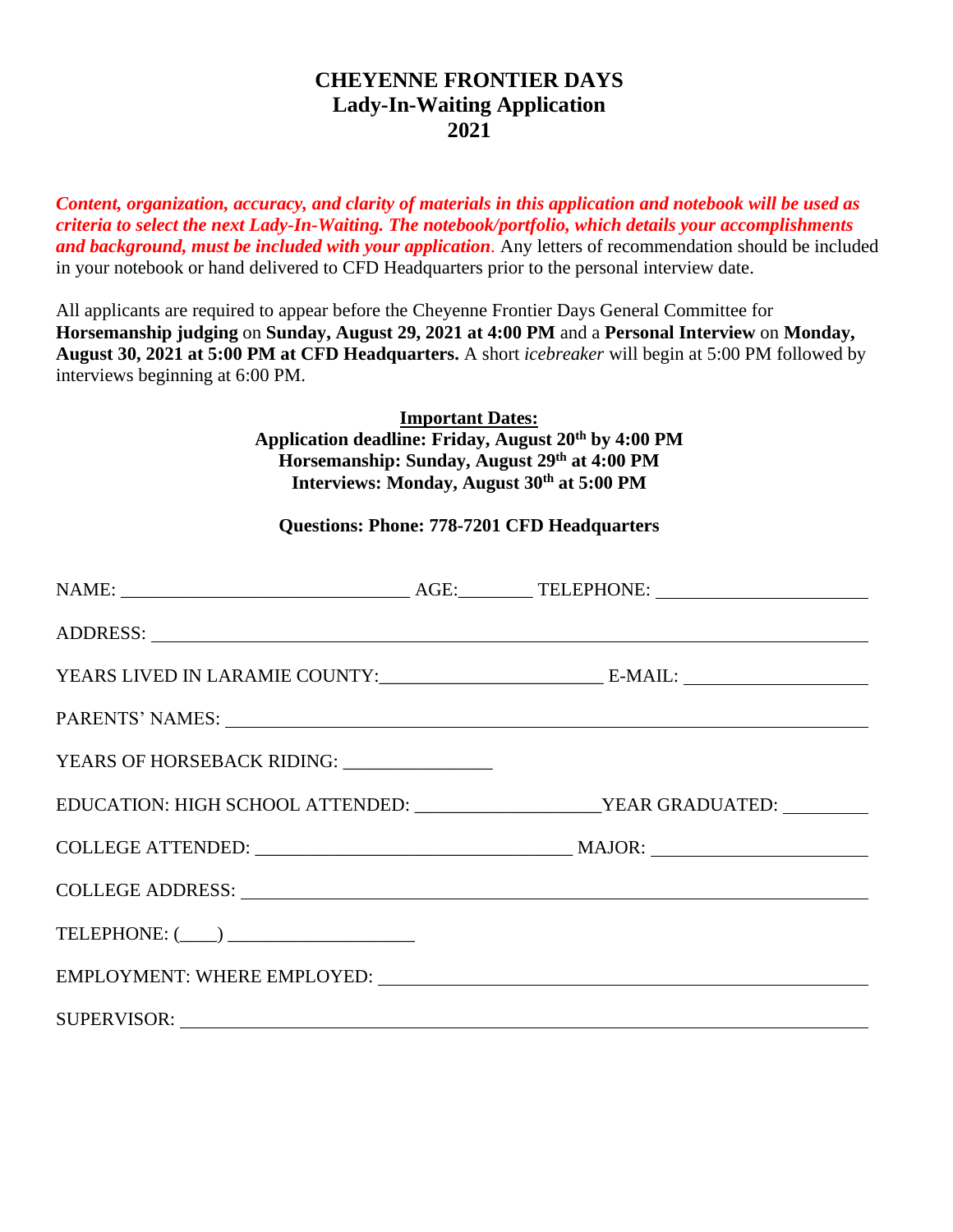# CHEYENNE FRONTIER DAYS
## Lady-In-Waiting Application
## 2021

***Content, organization, accuracy, and clarity of materials in this application and notebook will be used as criteria to select the next Lady-In-Waiting. The notebook/portfolio, which details your accomplishments and background, must be included with your application.*** Any letters of recommendation should be included in your notebook or hand delivered to CFD Headquarters prior to the personal interview date.

All applicants are required to appear before the Cheyenne Frontier Days General Committee for **Horsemanship judging** on **Sunday, August 29, 2021 at 4:00 PM** and a **Personal Interview** on **Monday, August 30, 2021 at 5:00 PM at CFD Headquarters.** A short *icebreaker* will begin at 5:00 PM followed by interviews beginning at 6:00 PM.

**Important Dates:**

**Application deadline: Friday, August 20th by 4:00 PM**
**Horsemanship: Sunday, August 29th at 4:00 PM**
**Interviews: Monday, August 30th at 5:00 PM**

**Questions: Phone: 778-7201 CFD Headquarters**

NAME: ______________________________ AGE:________ TELEPHONE: ______________________

ADDRESS: ________________________________________________________________________

YEARS LIVED IN LARAMIE COUNTY:_______________________ E-MAIL: ___________________

PARENTS' NAMES: _________________________________________________________________

YEARS OF HORSEBACK RIDING: ________________

EDUCATION: HIGH SCHOOL ATTENDED: ___________________YEAR GRADUATED: _________

COLLEGE ATTENDED: _________________________________ MAJOR: ______________________

COLLEGE ADDRESS: ________________________________________________________________

TELEPHONE: (____) ____________________

EMPLOYMENT: WHERE EMPLOYED: ______________________________________________________

SUPERVISOR: _____________________________________________________________________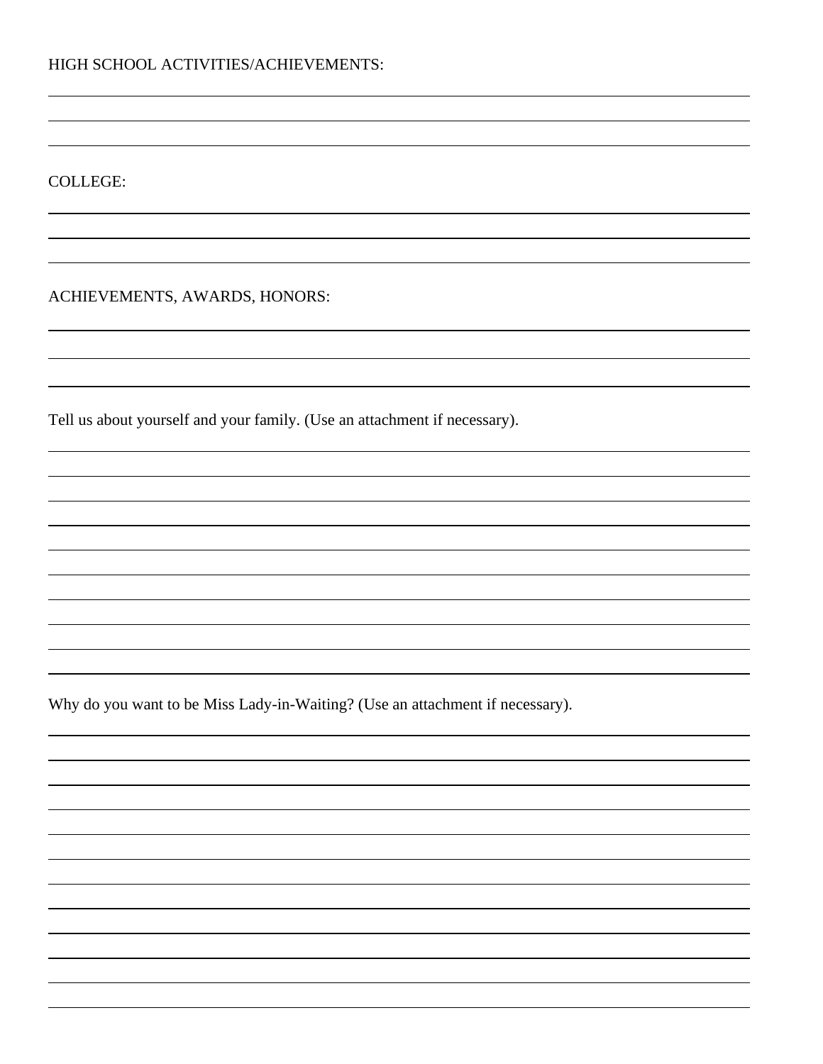HIGH SCHOOL ACTIVITIES/ACHIEVEMENTS:

______________________________________________________________________________

______________________________________________________________________________

______________________________________________________________________________

COLLEGE:

______________________________________________________________________________

______________________________________________________________________________

______________________________________________________________________________

ACHIEVEMENTS, AWARDS, HONORS:

______________________________________________________________________________

______________________________________________________________________________

______________________________________________________________________________

Tell us about yourself and your family. (Use an attachment if necessary).

______________________________________________________________________________

______________________________________________________________________________

______________________________________________________________________________

______________________________________________________________________________

______________________________________________________________________________

______________________________________________________________________________

______________________________________________________________________________

______________________________________________________________________________

______________________________________________________________________________

Why do you want to be Miss Lady-in-Waiting? (Use an attachment if necessary).

______________________________________________________________________________

______________________________________________________________________________

______________________________________________________________________________

______________________________________________________________________________

______________________________________________________________________________

______________________________________________________________________________

______________________________________________________________________________

______________________________________________________________________________

______________________________________________________________________________

______________________________________________________________________________

______________________________________________________________________________

______________________________________________________________________________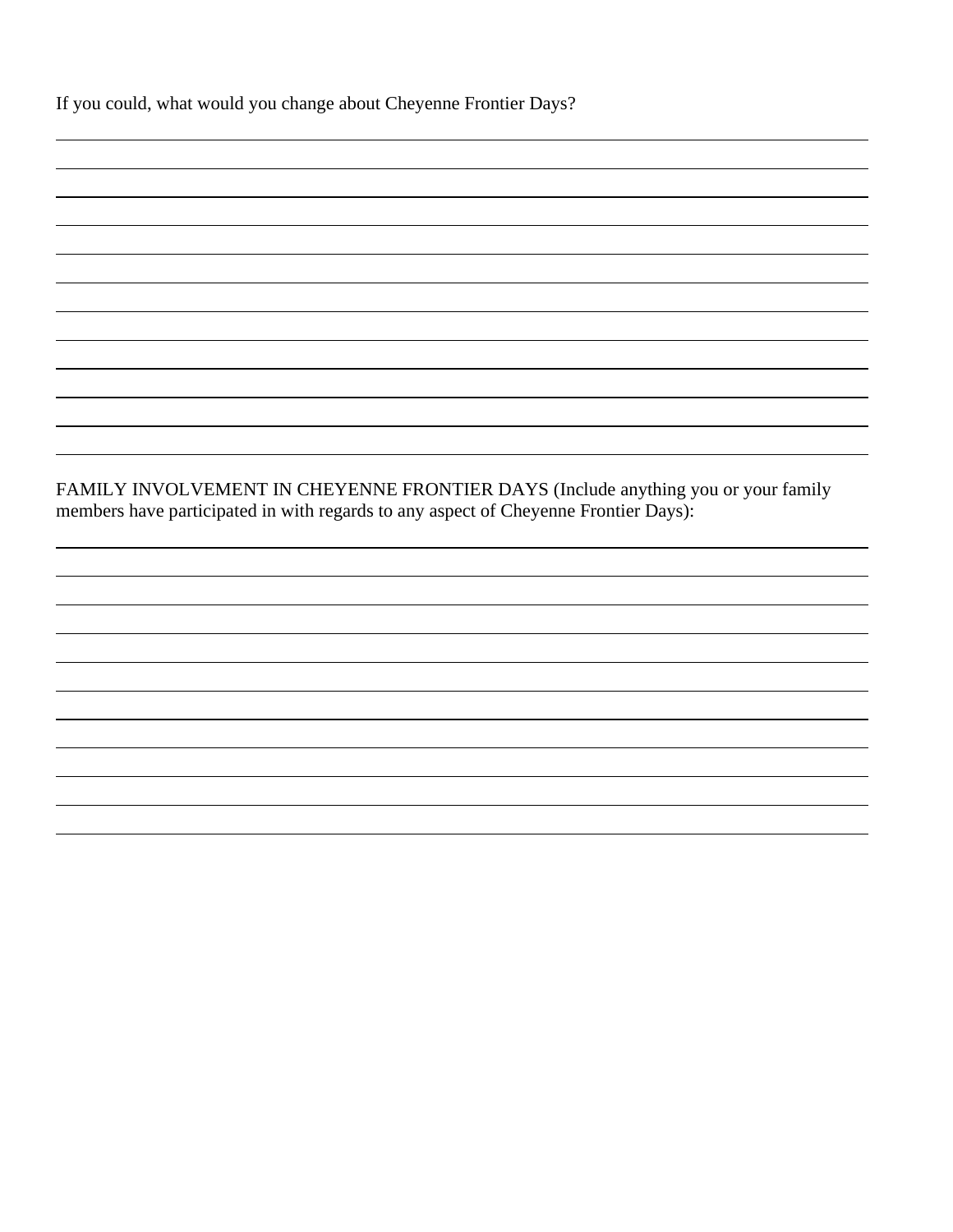If you could, what would you change about Cheyenne Frontier Days?

FAMILY INVOLVEMENT IN CHEYENNE FRONTIER DAYS (Include anything you or your family members have participated in with regards to any aspect of Cheyenne Frontier Days):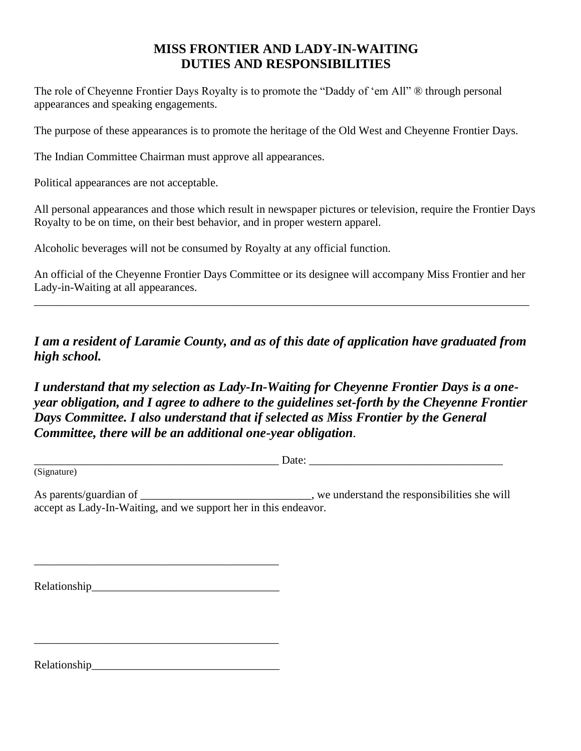# MISS FRONTIER AND LADY-IN-WAITING
# DUTIES AND RESPONSIBILITIES

The role of Cheyenne Frontier Days Royalty is to promote the "Daddy of 'em All" ® through personal appearances and speaking engagements.

The purpose of these appearances is to promote the heritage of the Old West and Cheyenne Frontier Days.

The Indian Committee Chairman must approve all appearances.

Political appearances are not acceptable.

All personal appearances and those which result in newspaper pictures or television, require the Frontier Days Royalty to be on time, on their best behavior, and in proper western apparel.

Alcoholic beverages will not be consumed by Royalty at any official function.

An official of the Cheyenne Frontier Days Committee or its designee will accompany Miss Frontier and her Lady-in-Waiting at all appearances.

---

***I am a resident of Laramie County, and as of this date of application have graduated from high school.***

***I understand that my selection as Lady-In-Waiting for Cheyenne Frontier Days is a one-year obligation, and I agree to adhere to the guidelines set-forth by the Cheyenne Frontier Days Committee. I also understand that if selected as Miss Frontier by the General Committee, there will be an additional one-year obligation.***

_____________________________________________ Date: __________________________________
(Signature)

As parents/guardian of ______________________________, we understand the responsibilities she will accept as Lady-In-Waiting, and we support her in this endeavor.

_____________________________________________

Relationship_________________________________

_____________________________________________

Relationship_________________________________